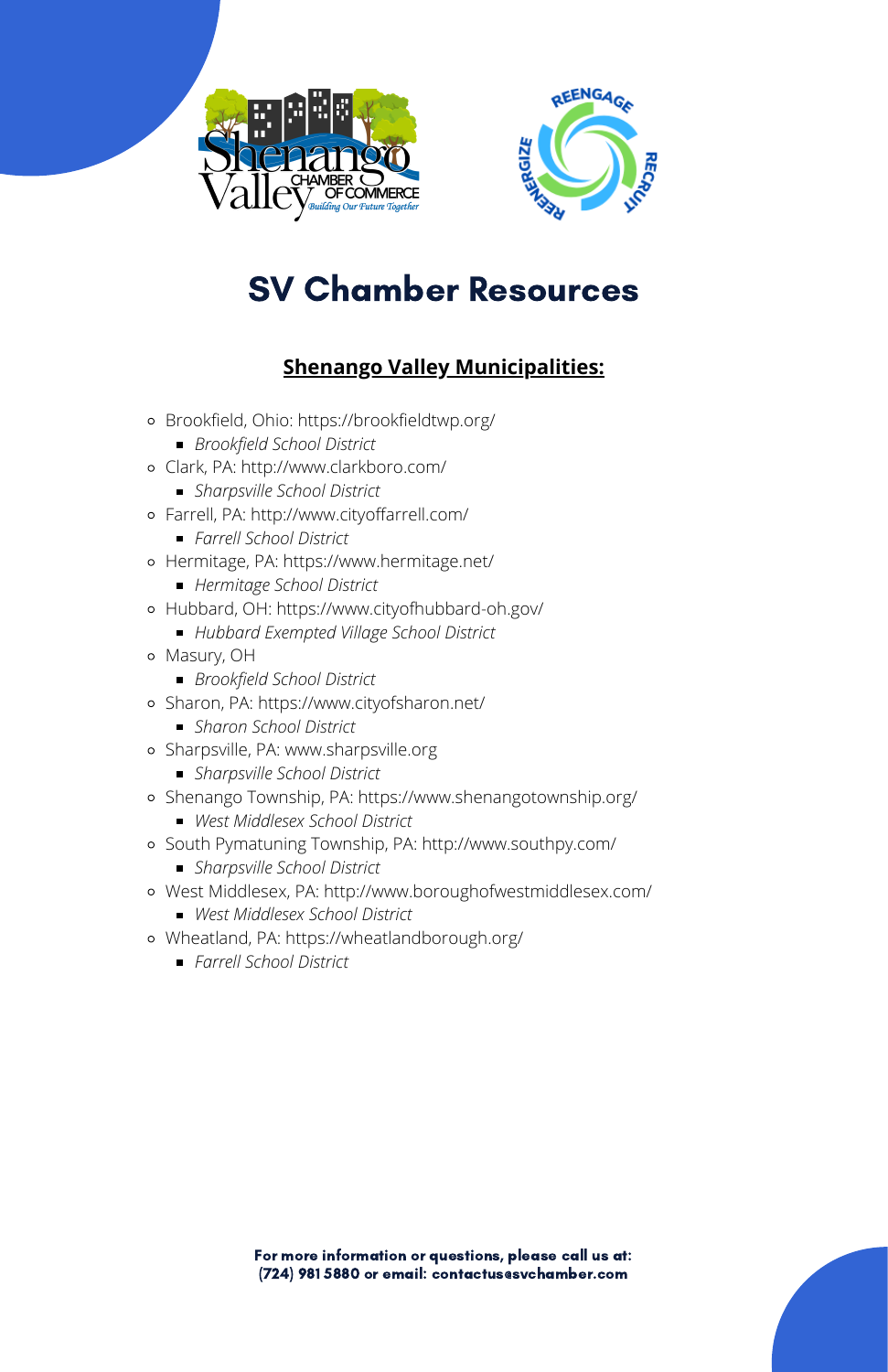# SV Chamber Resources

## Shenango Valley Municipalities:

- Brookfield, Ohio: https://brookfieldtwp.org/
  - *Brookfield School District*
- Clark, PA: http://www.clarkboro.com/
  - *Sharpsville School District*
- Farrell, PA: http://www.cityoffarrell.com/
  - *Farrell School District*
- Hermitage, PA: https://www.hermitage.net/
  - *Hermitage School District*
- Hubbard, OH: https://www.cityofhubbard-oh.gov/
  - *Hubbard Exempted Village School District*
- Masury, OH
  - *Brookfield School District*
- Sharon, PA: https://www.cityofsharon.net/
  - *Sharon School District*
- Sharpsville, PA: www.sharpsville.org
  - *Sharpsville School District*
- Shenango Township, PA: https://www.shenangotownship.org/
  - *West Middlesex School District*
- South Pymatuning Township, PA: http://www.southpy.com/
  - *Sharpsville School District*
- West Middlesex, PA: http://www.boroughofwestmiddlesex.com/
  - *West Middlesex School District*
- Wheatland, PA: https://wheatlandborough.org/
  - *Farrell School District*

**For more information or questions, please call us at: (724) 981 5880 or email: contactus@svchamber.com**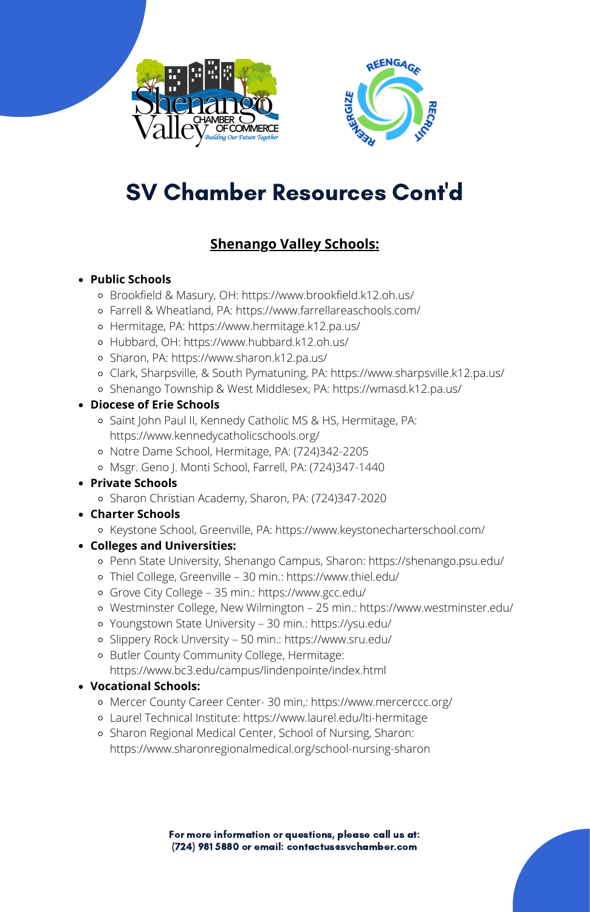# SV Chamber Resources Cont'd

## Shenango Valley Schools:

- **Public Schools**
  - Brookfield & Masury, OH: https://www.brookfield.k12.oh.us/
  - Farrell & Wheatland, PA: https://www.farrellareaschools.com/
  - Hermitage, PA: https://www.hermitage.k12.pa.us/
  - Hubbard, OH: https://www.hubbard.k12.oh.us/
  - Sharon, PA: https://www.sharon.k12.pa.us/
  - Clark, Sharpsville, & South Pymatuning, PA: https://www.sharpsville.k12.pa.us/
  - Shenango Township & West Middlesex, PA: https://wmasd.k12.pa.us/
- **Diocese of Erie Schools**
  - Saint John Paul II, Kennedy Catholic MS & HS, Hermitage, PA: https://www.kennedycatholicschools.org/
  - Notre Dame School, Hermitage, PA: (724)342-2205
  - Msgr. Geno J. Monti School, Farrell, PA: (724)347-1440
- **Private Schools**
  - Sharon Christian Academy, Sharon, PA: (724)347-2020
- **Charter Schools**
  - Keystone School, Greenville, PA: https://www.keystonecharterschool.com/
- **Colleges and Universities:**
  - Penn State University, Shenango Campus, Sharon: https://shenango.psu.edu/
  - Thiel College, Greenville – 30 min.: https://www.thiel.edu/
  - Grove City College – 35 min.: https://www.gcc.edu/
  - Westminster College, New Wilmington – 25 min.: https://www.westminster.edu/
  - Youngstown State University – 30 min.: https://ysu.edu/
  - Slippery Rock Unversity – 50 min.: https://www.sru.edu/
  - Butler County Community College, Hermitage: https://www.bc3.edu/campus/lindenpointe/index.html
- **Vocational Schools:**
  - Mercer County Career Center- 30 min,: https://www.mercerccc.org/
  - Laurel Technical Institute: https://www.laurel.edu/lti-hermitage
  - Sharon Regional Medical Center, School of Nursing, Sharon: https://www.sharonregionalmedical.org/school-nursing-sharon

**For more information or questions, please call us at: (724) 981 5880 or email: contactus@svchamber.com**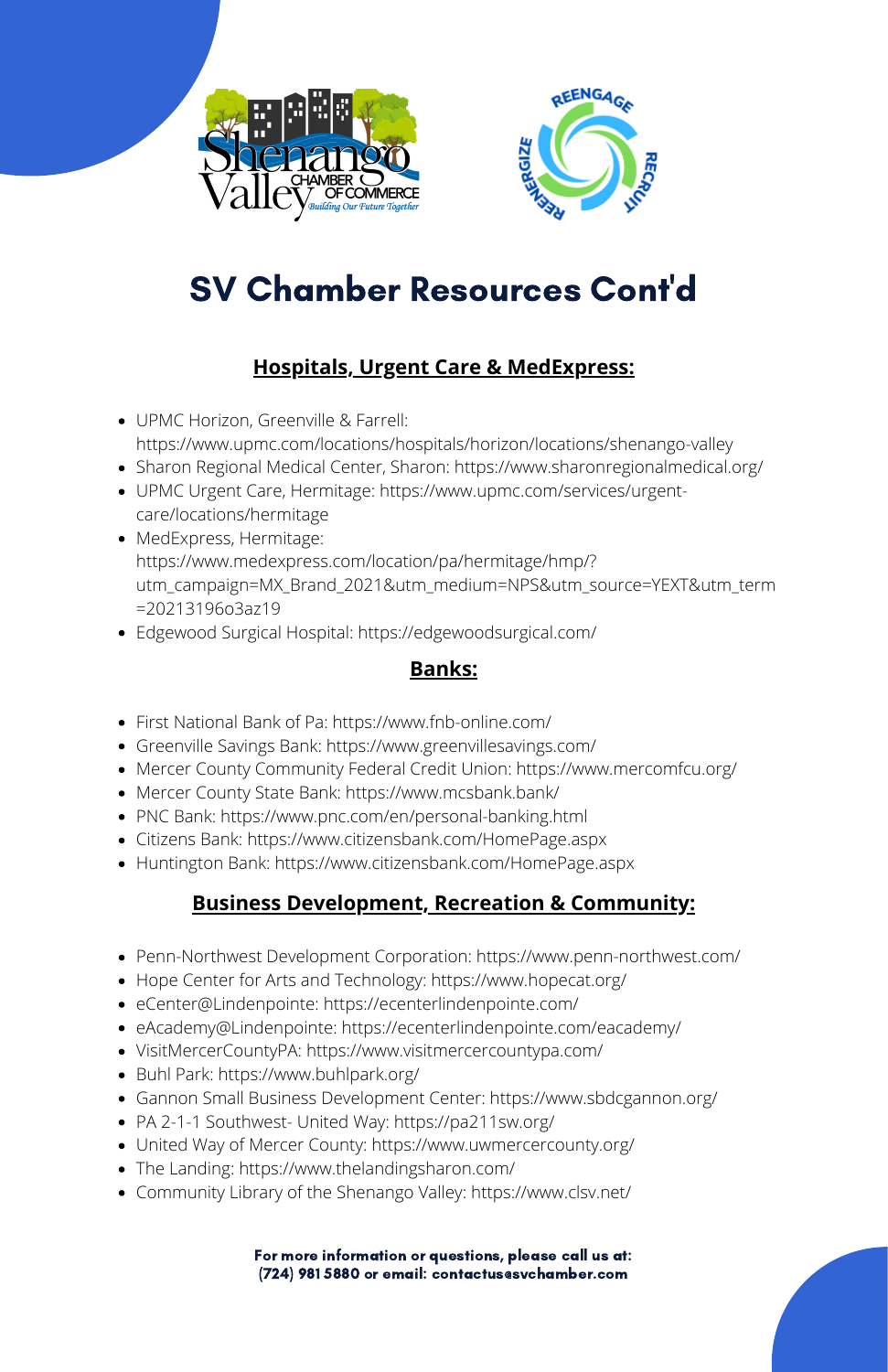# SV Chamber Resources Cont'd

## Hospitals, Urgent Care & MedExpress:

- UPMC Horizon, Greenville & Farrell: https://www.upmc.com/locations/hospitals/horizon/locations/shenango-valley
- Sharon Regional Medical Center, Sharon: https://www.sharonregionalmedical.org/
- UPMC Urgent Care, Hermitage: https://www.upmc.com/services/urgent-care/locations/hermitage
- MedExpress, Hermitage: https://www.medexpress.com/location/pa/hermitage/hmp/?utm_campaign=MX_Brand_2021&utm_medium=NPS&utm_source=YEXT&utm_term=20213196o3az19
- Edgewood Surgical Hospital: https://edgewoodsurgical.com/

## Banks:

- First National Bank of Pa: https://www.fnb-online.com/
- Greenville Savings Bank: https://www.greenvillesavings.com/
- Mercer County Community Federal Credit Union: https://www.mercomfcu.org/
- Mercer County State Bank: https://www.mcsbank.bank/
- PNC Bank: https://www.pnc.com/en/personal-banking.html
- Citizens Bank: https://www.citizensbank.com/HomePage.aspx
- Huntington Bank: https://www.citizensbank.com/HomePage.aspx

## Business Development, Recreation & Community:

- Penn-Northwest Development Corporation: https://www.penn-northwest.com/
- Hope Center for Arts and Technology: https://www.hopecat.org/
- eCenter@Lindenpointe: https://ecenterlindenpointe.com/
- eAcademy@Lindenpointe: https://ecenterlindenpointe.com/eacademy/
- VisitMercerCountyPA: https://www.visitmercercountypa.com/
- Buhl Park: https://www.buhlpark.org/
- Gannon Small Business Development Center: https://www.sbdcgannon.org/
- PA 2-1-1 Southwest- United Way: https://pa211sw.org/
- United Way of Mercer County: https://www.uwmercercounty.org/
- The Landing: https://www.thelandingsharon.com/
- Community Library of the Shenango Valley: https://www.clsv.net/

**For more information or questions, please call us at: (724) 981 5880 or email: contactus@svchamber.com**